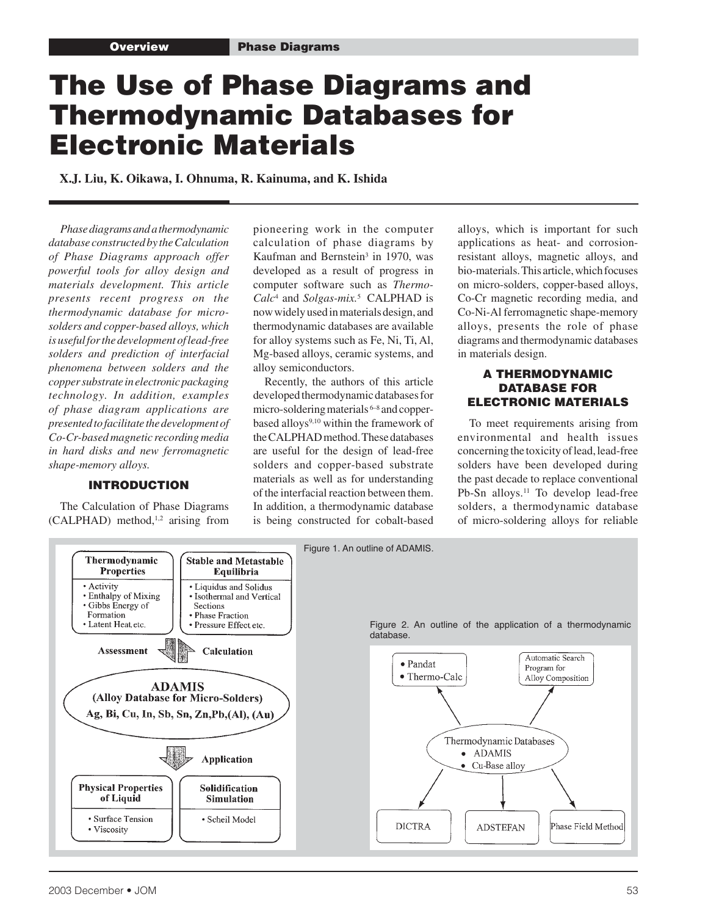# The Use of Phase Diagrams and Thermodynamic Databases for Electronic Materials

**X.J. Liu, K. Oikawa, I. Ohnuma, R. Kainuma, and K. Ishida**

*Phase diagrams and a thermodynamic database constructed by the Calculation of Phase Diagrams approach offer powerful tools for alloy design and materials development. This article presents recent progress on the thermodynamic database for micro-solders and copper-based alloys, which is useful for the development of lead-free solders and prediction of interfacial phenomena between solders and the copper substrate in electronic packaging technology. In addition, examples of phase diagram applications are presented to facilitate the development of Co-Cr-based magnetic recording media in hard disks and new ferromagnetic shape-memory alloys.*

## INTRODUCTION

The Calculation of Phase Diagrams (CALPHAD) method,[1,2] arising from pioneering work in the computer calculation of phase diagrams by Kaufman and Bernstein[3] in 1970, was developed as a result of progress in computer software such as *Thermo-Calc*[4] and *Solgas-mix*.[5] CALPHAD is now widely used in materials design, and thermodynamic databases are available for alloy systems such as Fe, Ni, Ti, Al, Mg-based alloys, ceramic systems, and alloy semiconductors.

Recently, the authors of this article developed thermodynamic databases for micro-soldering materials[6–8] and copper-based alloys[9,10] within the framework of the CALPHAD method. These databases are useful for the design of lead-free solders and copper-based substrate materials as well as for understanding of the interfacial reaction between them. In addition, a thermodynamic database is being constructed for cobalt-based alloys, which is important for such applications as heat- and corrosion-resistant alloys, magnetic alloys, and bio-materials. This article, which focuses on micro-solders, copper-based alloys, Co-Cr magnetic recording media, and Co-Ni-Al ferromagnetic shape-memory alloys, presents the role of phase diagrams and thermodynamic databases in materials design.

## A THERMODYNAMIC DATABASE FOR ELECTRONIC MATERIALS

To meet requirements arising from environmental and health issues concerning the toxicity of lead, lead-free solders have been developed during the past decade to replace conventional Pb-Sn alloys.[11] To develop lead-free solders, a thermodynamic database of micro-soldering alloys for reliable

Figure 1. An outline of ADAMIS.

Figure 2. An outline of the application of a thermodynamic database.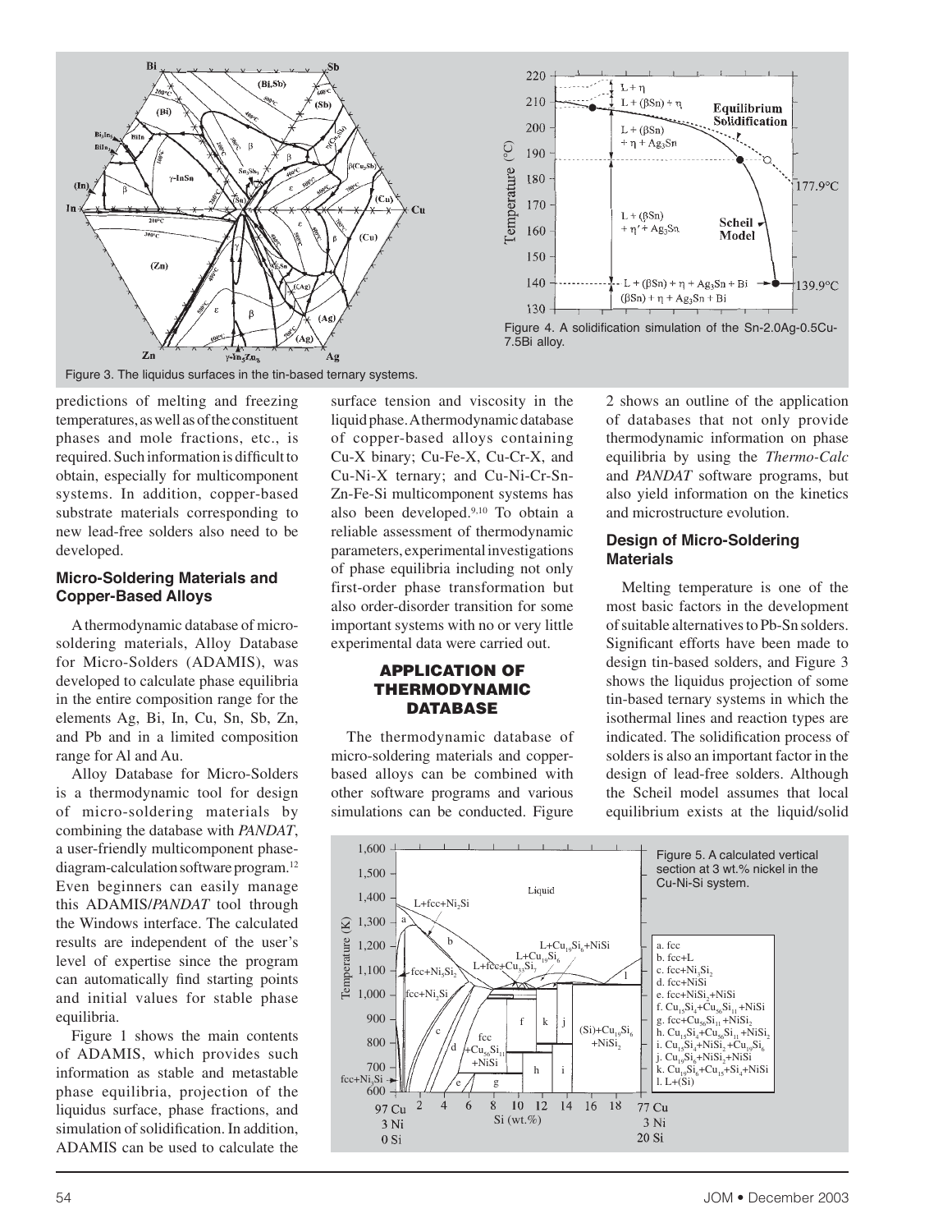Figure 3. The liquidus surfaces in the tin-based ternary systems.

Figure 4. A solidification simulation of the Sn-2.0Ag-0.5Cu-7.5Bi alloy.

predictions of melting and freezing temperatures, as well as of the constituent phases and mole fractions, etc., is required. Such information is difficult to obtain, especially for multicomponent systems. In addition, copper-based substrate materials corresponding to new lead-free solders also need to be developed.

### Micro-Soldering Materials and Copper-Based Alloys

A thermodynamic database of micro-soldering materials, Alloy Database for Micro-Solders (ADAMIS), was developed to calculate phase equilibria in the entire composition range for the elements Ag, Bi, In, Cu, Sn, Sb, Zn, and Pb and in a limited composition range for Al and Au.

Alloy Database for Micro-Solders is a thermodynamic tool for design of micro-soldering materials by combining the database with *PANDAT*, a user-friendly multicomponent phase-diagram-calculation software program.[12] Even beginners can easily manage this ADAMIS/*PANDAT* tool through the Windows interface. The calculated results are independent of the user's level of expertise since the program can automatically find starting points and initial values for stable phase equilibria.

Figure 1 shows the main contents of ADAMIS, which provides such information as stable and metastable phase equilibria, projection of the liquidus surface, phase fractions, and simulation of solidification. In addition, ADAMIS can be used to calculate the surface tension and viscosity in the liquid phase. A thermodynamic database of copper-based alloys containing Cu-X binary; Cu-Fe-X, Cu-Cr-X, and Cu-Ni-X ternary; and Cu-Ni-Cr-Sn-Zn-Fe-Si multicomponent systems has also been developed.[9,10] To obtain a reliable assessment of thermodynamic parameters, experimental investigations of phase equilibria including not only first-order phase transformation but also order-disorder transition for some important systems with no or very little experimental data were carried out.

## APPLICATION OF THERMODYNAMIC DATABASE

The thermodynamic database of micro-soldering materials and copper-based alloys can be combined with other software programs and various simulations can be conducted. Figure 2 shows an outline of the application of databases that not only provide thermodynamic information on phase equilibria by using the *Thermo-Calc* and *PANDAT* software programs, but also yield information on the kinetics and microstructure evolution.

### Design of Micro-Soldering Materials

Melting temperature is one of the most basic factors in the development of suitable alternatives to Pb-Sn solders. Significant efforts have been made to design tin-based solders, and Figure 3 shows the liquidus projection of some tin-based ternary systems in which the isothermal lines and reaction types are indicated. The solidification process of solders is also an important factor in the design of lead-free solders. Although the Scheil model assumes that local equilibrium exists at the liquid/solid

Figure 5. A calculated vertical section at 3 wt.% nickel in the Cu-Ni-Si system.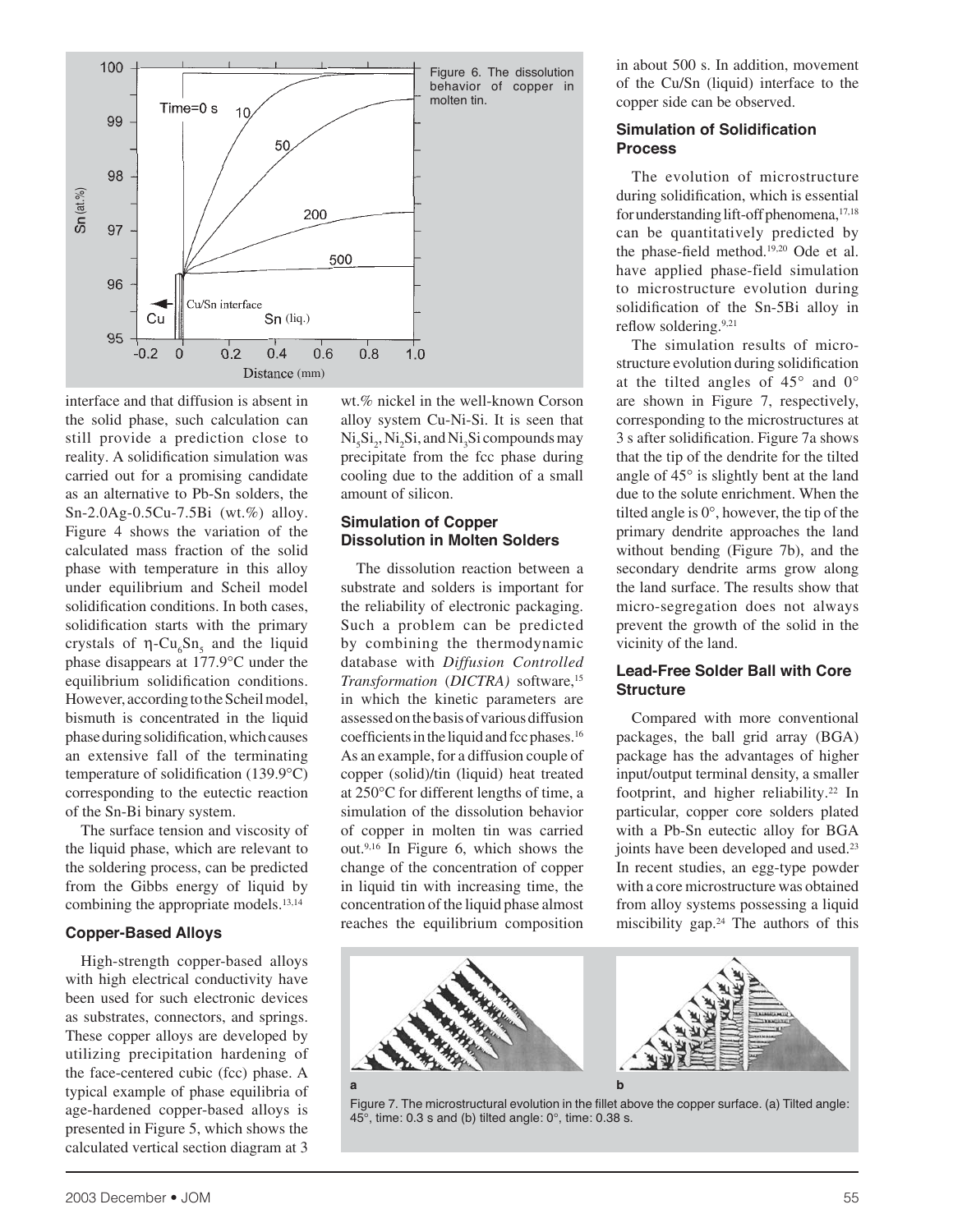Figure 6. The dissolution behavior of copper in molten tin.

interface and that diffusion is absent in the solid phase, such calculation can still provide a prediction close to reality. A solidification simulation was carried out for a promising candidate as an alternative to Pb-Sn solders, the Sn-2.0Ag-0.5Cu-7.5Bi (wt.%) alloy. Figure 4 shows the variation of the calculated mass fraction of the solid phase with temperature in this alloy under equilibrium and Scheil model solidification conditions. In both cases, solidification starts with the primary crystals of $\eta$-$Cu_6Sn_5$ and the liquid phase disappears at 177.9°C under the equilibrium solidification conditions. However, according to the Scheil model, bismuth is concentrated in the liquid phase during solidification, which causes an extensive fall of the terminating temperature of solidification (139.9°C) corresponding to the eutectic reaction of the Sn-Bi binary system.

The surface tension and viscosity of the liquid phase, which are relevant to the soldering process, can be predicted from the Gibbs energy of liquid by combining the appropriate models.[13,14]

### Copper-Based Alloys

High-strength copper-based alloys with high electrical conductivity have been used for such electronic devices as substrates, connectors, and springs. These copper alloys are developed by utilizing precipitation hardening of the face-centered cubic (fcc) phase. A typical example of phase equilibria of age-hardened copper-based alloys is presented in Figure 5, which shows the calculated vertical section diagram at 3 wt.% nickel in the well-known Corson alloy system Cu-Ni-Si. It is seen that $Ni_5Si_2$, $Ni_2Si$, and $Ni_3Si$ compounds may precipitate from the fcc phase during cooling due to the addition of a small amount of silicon.

### Simulation of Copper Dissolution in Molten Solders

The dissolution reaction between a substrate and solders is important for the reliability of electronic packaging. Such a problem can be predicted by combining the thermodynamic database with *Diffusion Controlled Transformation* (*DICTRA*) software,[15] in which the kinetic parameters are assessed on the basis of various diffusion coefficients in the liquid and fcc phases.[16] As an example, for a diffusion couple of copper (solid)/tin (liquid) heat treated at 250°C for different lengths of time, a simulation of the dissolution behavior of copper in molten tin was carried out.[9,16] In Figure 6, which shows the change of the concentration of copper in liquid tin with increasing time, the concentration of the liquid phase almost reaches the equilibrium composition in about 500 s. In addition, movement of the Cu/Sn (liquid) interface to the copper side can be observed.

### Simulation of Solidification Process

The evolution of microstructure during solidification, which is essential for understanding lift-off phenomena,[17,18] can be quantitatively predicted by the phase-field method.[19,20] Ode et al. have applied phase-field simulation to microstructure evolution during solidification of the Sn-5Bi alloy in reflow soldering.[9,21]

The simulation results of microstructure evolution during solidification at the tilted angles of 45° and 0° are shown in Figure 7, respectively, corresponding to the microstructures at 3 s after solidification. Figure 7a shows that the tip of the dendrite for the tilted angle of 45° is slightly bent at the land due to the solute enrichment. When the tilted angle is 0°, however, the tip of the primary dendrite approaches the land without bending (Figure 7b), and the secondary dendrite arms grow along the land surface. The results show that micro-segregation does not always prevent the growth of the solid in the vicinity of the land.

### Lead-Free Solder Ball with Core Structure

Compared with more conventional packages, the ball grid array (BGA) package has the advantages of higher input/output terminal density, a smaller footprint, and higher reliability.[22] In particular, copper core solders plated with a Pb-Sn eutectic alloy for BGA joints have been developed and used.[23] In recent studies, an egg-type powder with a core microstructure was obtained from alloy systems possessing a liquid miscibility gap.[24] The authors of this

Figure 7. The microstructural evolution in the fillet above the copper surface. (a) Tilted angle: 45°, time: 0.3 s and (b) tilted angle: 0°, time: 0.38 s.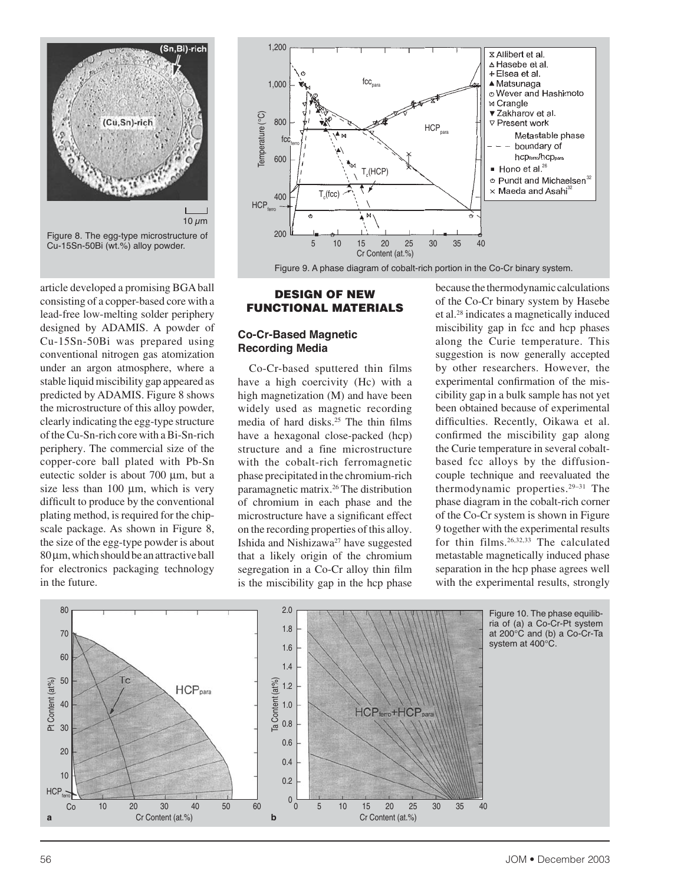Figure 8. The egg-type microstructure of Cu-15Sn-50Bi (wt.%) alloy powder.

article developed a promising BGA ball consisting of a copper-based core with a lead-free low-melting solder periphery designed by ADAMIS. A powder of Cu-15Sn-50Bi was prepared using conventional nitrogen gas atomization under an argon atmosphere, where a stable liquid miscibility gap appeared as predicted by ADAMIS. Figure 8 shows the microstructure of this alloy powder, clearly indicating the egg-type structure of the Cu-Sn-rich core with a Bi-Sn-rich periphery. The commercial size of the copper-core ball plated with Pb-Sn eutectic solder is about 700 µm, but a size less than 100 µm, which is very difficult to produce by the conventional plating method, is required for the chip-scale package. As shown in Figure 8, the size of the egg-type powder is about 80 µm, which should be an attractive ball for electronics packaging technology in the future.

Figure 9. A phase diagram of cobalt-rich portion in the Co-Cr binary system.

## DESIGN OF NEW FUNCTIONAL MATERIALS

### Co-Cr-Based Magnetic Recording Media

Co-Cr-based sputtered thin films have a high coercivity (Hc) with a high magnetization (M) and have been widely used as magnetic recording media of hard disks.[25] The thin films have a hexagonal close-packed (hcp) structure and a fine microstructure with the cobalt-rich ferromagnetic phase precipitated in the chromium-rich paramagnetic matrix.[26] The distribution of chromium in each phase and the microstructure have a significant effect on the recording properties of this alloy. Ishida and Nishizawa[27] have suggested that a likely origin of the chromium segregation in a Co-Cr alloy thin film is the miscibility gap in the hcp phase because the thermodynamic calculations of the Co-Cr binary system by Hasebe et al.[28] indicates a magnetically induced miscibility gap in fcc and hcp phases along the Curie temperature. This suggestion is now generally accepted by other researchers. However, the experimental confirmation of the miscibility gap in a bulk sample has not yet been obtained because of experimental difficulties. Recently, Oikawa et al. confirmed the miscibility gap along the Curie temperature in several cobalt-based fcc alloys by the diffusion-couple technique and reevaluated the thermodynamic properties.[29–31] The phase diagram in the cobalt-rich corner of the Co-Cr system is shown in Figure 9 together with the experimental results for thin films.[26,32,33] The calculated metastable magnetically induced phase separation in the hcp phase agrees well with the experimental results, strongly

Figure 10. The phase equilibria of (a) a Co-Cr-Pt system at 200°C and (b) a Co-Cr-Ta system at 400°C.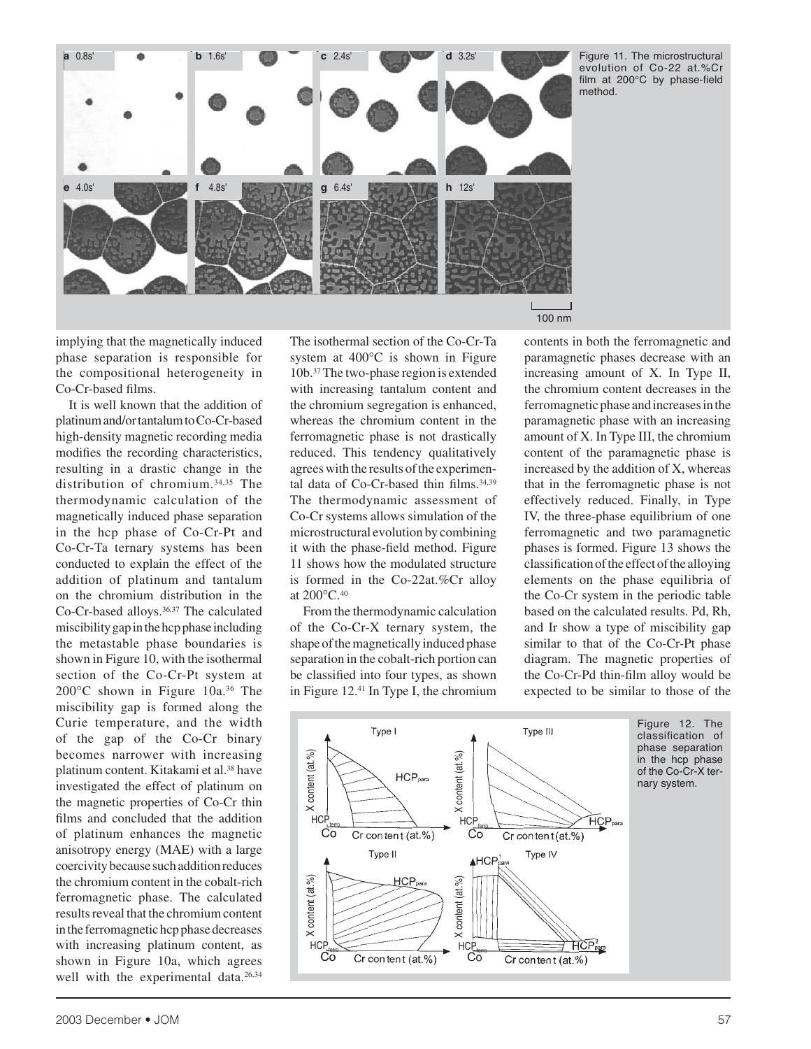Figure 11. The microstructural evolution of Co-22 at.%Cr film at 200°C by phase-field method.

implying that the magnetically induced phase separation is responsible for the compositional heterogeneity in Co-Cr-based films.

It is well known that the addition of platinum and/or tantalum to Co-Cr-based high-density magnetic recording media modifies the recording characteristics, resulting in a drastic change in the distribution of chromium.[34,35] The thermodynamic calculation of the magnetically induced phase separation in the hcp phase of Co-Cr-Pt and Co-Cr-Ta ternary systems has been conducted to explain the effect of the addition of platinum and tantalum on the chromium distribution in the Co-Cr-based alloys.[36,37] The calculated miscibility gap in the hcp phase including the metastable phase boundaries is shown in Figure 10, with the isothermal section of the Co-Cr-Pt system at 200°C shown in Figure 10a.[36] The miscibility gap is formed along the Curie temperature, and the width of the gap of the Co-Cr binary becomes narrower with increasing platinum content. Kitakami et al.[38] have investigated the effect of platinum on the magnetic properties of Co-Cr thin films and concluded that the addition of platinum enhances the magnetic anisotropy energy (MAE) with a large coercivity because such addition reduces the chromium content in the cobalt-rich ferromagnetic phase. The calculated results reveal that the chromium content in the ferromagnetic hcp phase decreases with increasing platinum content, as shown in Figure 10a, which agrees well with the experimental data.[26,34] The isothermal section of the Co-Cr-Ta system at 400°C is shown in Figure 10b.[37] The two-phase region is extended with increasing tantalum content and the chromium segregation is enhanced, whereas the chromium content in the ferromagnetic phase is not drastically reduced. This tendency qualitatively agrees with the results of the experimental data of Co-Cr-based thin films.[34,39] The thermodynamic assessment of Co-Cr systems allows simulation of the microstructural evolution by combining it with the phase-field method. Figure 11 shows how the modulated structure is formed in the Co-22at.%Cr alloy at 200°C.[40]

From the thermodynamic calculation of the Co-Cr-X ternary system, the shape of the magnetically induced phase separation in the cobalt-rich portion can be classified into four types, as shown in Figure 12.[41] In Type I, the chromium contents in both the ferromagnetic and paramagnetic phases decrease with an increasing amount of X. In Type II, the chromium content decreases in the ferromagnetic phase and increases in the paramagnetic phase with an increasing amount of X. In Type III, the chromium content of the paramagnetic phase is increased by the addition of X, whereas that in the ferromagnetic phase is not effectively reduced. Finally, in Type IV, the three-phase equilibrium of one ferromagnetic and two paramagnetic phases is formed. Figure 13 shows the classification of the effect of the alloying elements on the phase equilibria of the Co-Cr system in the periodic table based on the calculated results. Pd, Rh, and Ir show a type of miscibility gap similar to that of the Co-Cr-Pt phase diagram. The magnetic properties of the Co-Cr-Pd thin-film alloy would be expected to be similar to those of the

Figure 12. The classification of phase separation in the hcp phase of the Co-Cr-X ternary system.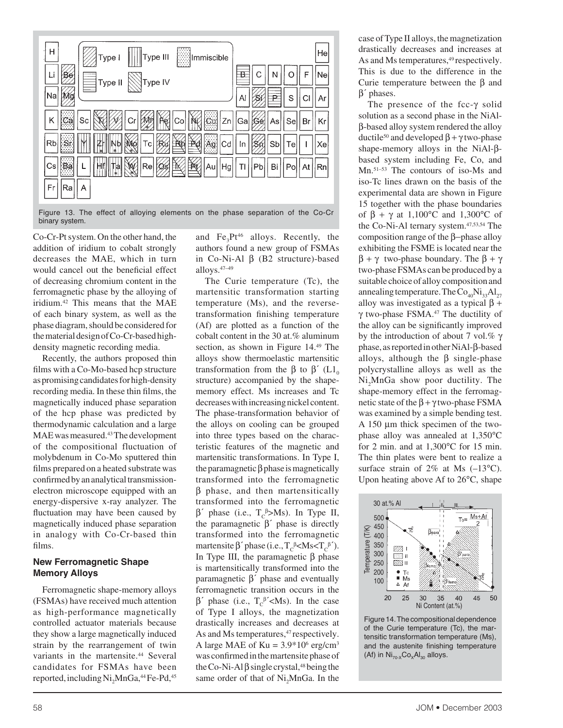Figure 13. The effect of alloying elements on the phase separation of the Co-Cr binary system.

Co-Cr-Pt system. On the other hand, the addition of iridium to cobalt strongly decreases the MAE, which in turn would cancel out the beneficial effect of decreasing chromium content in the ferromagnetic phase by the alloying of iridium.[42] This means that the MAE of each binary system, as well as the phase diagram, should be considered for the material design of Co-Cr-based high-density magnetic recording media.

Recently, the authors proposed thin films with a Co-Mo-based hcp structure as promising candidates for high-density recording media. In these thin films, the magnetically induced phase separation of the hcp phase was predicted by thermodynamic calculation and a large MAE was measured.[43] The development of the compositional fluctuation of molybdenum in Co-Mo sputtered thin films prepared on a heated substrate was confirmed by an analytical transmission-electron microscope equipped with an energy-dispersive x-ray analyzer. The fluctuation may have been caused by magnetically induced phase separation in analogy with Co-Cr-based thin films.

### New Ferromagnetic Shape Memory Alloys

Ferromagnetic shape-memory alloys (FSMAs) have received much attention as high-performance magnetically controlled actuator materials because they show a large magnetically induced strain by the rearrangement of twin variants in the martensite.[44] Several candidates for FSMAs have been reported, including $Ni_2MnGa$,[44] Fe-Pd,[45] and $Fe_3Pt$[46] alloys. Recently, the authors found a new group of FSMAs in Co-Ni-Al β (B2 structure)-based alloys.[47–49]

The Curie temperature (Tc), the martensitic transformation starting temperature (Ms), and the reverse-transformation finishing temperature (Af) are plotted as a function of the cobalt content in the 30 at.% aluminum section, as shown in Figure 14.[49] The alloys show thermoelastic martensitic transformation from the β to β´ ($L1_0$ structure) accompanied by the shape-memory effect. Ms increases and Tc decreases with increasing nickel content. The phase-transformation behavior of the alloys on cooling can be grouped into three types based on the characteristic features of the magnetic and martensitic transformations. In Type I, the paramagnetic β phase is magnetically transformed into the ferromagnetic β phase, and then martensitically transformed into the ferromagnetic β´ phase (i.e., $T_C^{\beta}$>Ms). In Type II, the paramagnetic β´ phase is directly transformed into the ferromagnetic martensite β´ phase (i.e., $T_C^{\beta}$<Ms<$T_C^{\beta'}$). In Type III, the paramagnetic β phase is martensitically transformed into the paramagnetic β´ phase and eventually ferromagnetic transition occurs in the β´ phase (i.e., $T_C^{\beta'}$<Ms). In the case of Type I alloys, the magnetization drastically increases and decreases at As and Ms temperatures,[47] respectively. A large MAE of Ku = $3.9 \times 10^6$ erg/cm$^3$ was confirmed in the martensite phase of the Co-Ni-Al β single crystal,[48] being the same order of that of $Ni_2MnGa$. In the case of Type II alloys, the magnetization drastically decreases and increases at As and Ms temperatures,[49] respectively. This is due to the difference in the Curie temperature between the β and β´ phases.

The presence of the fcc-γ solid solution as a second phase in the NiAl-β-based alloy system rendered the alloy ductile[50] and developed β + γ two-phase shape-memory alloys in the NiAl-β-based system including Fe, Co, and Mn.[51–53] The contours of iso-Ms and iso-Tc lines drawn on the basis of the experimental data are shown in Figure 15 together with the phase boundaries of β + γ at 1,100°C and 1,300°C of the Co-Ni-Al ternary system.[47,53,54] The composition range of the β–phase alloy exhibiting the FSME is located near the β + γ two-phase boundary. The β + γ two-phase FSMAs can be produced by a suitable choice of alloy composition and annealing temperature. The $Co_{40}Ni_{33}Al_{27}$ alloy was investigated as a typical β + γ two-phase FSMA.[47] The ductility of the alloy can be significantly improved by the introduction of about 7 vol.% γ phase, as reported in other NiAl-β-based alloys, although the β single-phase polycrystalline alloys as well as the $Ni_2MnGa$ show poor ductility. The shape-memory effect in the ferromagnetic state of the β + γ two-phase FSMA was examined by a simple bending test. A 150 μm thick specimen of the two-phase alloy was annealed at 1,350°C for 2 min. and at 1,300°C for 15 min. The thin plates were bent to realize a surface strain of 2% at Ms (–13°C). Upon heating above Af to 26°C, shape

Figure 14. The compositional dependence of the Curie temperature (Tc), the martensitic transformation temperature (Ms), and the austenite finishing temperature (Af) in $Ni_{70-x}Co_xAl_{30}$ alloys.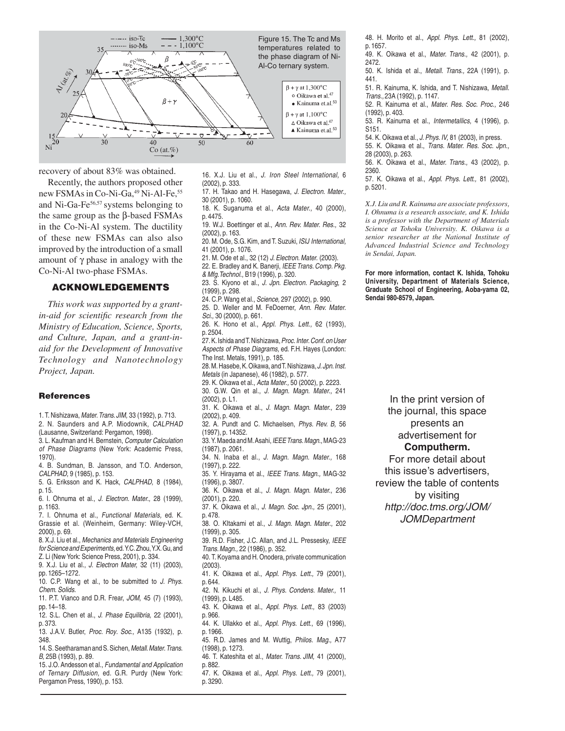iso-Tc
iso-Ms
1,300°C
1,100°C
Al (at.%)
Co (at.%)
Ni
β
β + γ
35
30
25
20
15
20
30
40
50
60
β + γ at 1,300°C
○ Oikawa et al.[47]
● Kainuma et al.[53]
β + γ at 1,100°C
△ Oikawa et al.[47]
▲ Kainuma et al.[53]

Figure 15. The Tc and Ms temperatures related to the phase diagram of Ni-Al-Co ternary system.

recovery of about 83% was obtained.

Recently, the authors proposed other new FSMAs in Co-Ni-Ga,[49] Ni-Al-Fe,[55] and Ni-Ga-Fe[56,57] systems belonging to the same group as the β-based FSMAs in the Co-Ni-Al system. The ductility of these new FSMAs can also also improved by the introduction of a small amount of γ phase in analogy with the Co-Ni-Al two-phase FSMAs.

## ACKNOWLEDGEMENTS

*This work was supported by a grant-in-aid for scientific research from the Ministry of Education, Science, Sports, and Culture, Japan, and a grant-in-aid for the Development of Innovative Technology and Nanotechnology Project, Japan.*

### References

1. T. Nishizawa, *Mater. Trans. JIM,* 33 (1992), p. 713.
2. N. Saunders and A.P. Miodownik, *CALPHAD* (Lausanne, Switzerland: Pergamon, 1998).
3. L. Kaufman and H. Bernstein, *Computer Calculation of Phase Diagrams* (New York: Academic Press, 1970).
4. B. Sundman, B. Jansson, and T.O. Anderson, *CALPHAD,* 9 (1985), p. 153.
5. G. Eriksson and K. Hack, *CALPHAD,* 8 (1984), p. 15.
6. I. Ohnuma et al., *J. Electron. Mater.,* 28 (1999), p. 1163.
7. I. Ohnuma et al., *Functional Materials,* ed. K. Grassie et al. (Weinheim, Germany: Wiley-VCH, 2000), p. 69.
8. X.J. Liu et al., *Mechanics and Materials Engineering for Science and Experiments,* ed. Y.C. Zhou, Y.X. Gu, and Z. Li (New York: Science Press, 2001), p. 334.
9. X.J. Liu et al., *J. Electron Mater,* 32 (11) (2003), pp. 1265–1272.
10. C.P. Wang et al., to be submitted to *J. Phys. Chem. Solids.*
11. P.T. Vianco and D.R. Frear, *JOM,* 45 (7) (1993), pp. 14–18.
12. S.L. Chen et al., *J. Phase Equilibria,* 22 (2001), p. 373.
13. J.A.V. Butler, *Proc. Roy. Soc.,* A135 (1932), p. 348.
14. S. Seetharaman and S. Sichen, *Metall. Mater. Trans. B,* 25B (1993), p. 89.
15. J.O. Andesson et al., *Fundamental and Application of Ternary Diffusion,* ed. G.R. Purdy (New York: Pergamon Press, 1990), p. 153.
16. X.J. Liu et al., *J. Iron Steel International,* 6 (2002), p. 333.
17. H. Takao and H. Hasegawa, *J. Electron. Mater.,* 30 (2001), p. 1060.
18. K. Suganuma et al., *Acta Mater.,* 40 (2000), p. 4475.
19. W.J. Boettinger et al., *Ann. Rev. Mater. Res.,* 32 (2002), p. 163.
20. M. Ode, S.G. Kim, and T. Suzuki, *ISIJ International,* 41 (2001), p. 1076.
21. M. Ode et al., 32 (12) *J. Electron. Mater.* (2003).
22. E. Bradley and K. Banerji, *IEEE Trans. Comp. Pkg. & Mfg. Technol.,* B19 (1996), p. 320.
23. S. Kiyono et al., *J. Jpn. Electron. Packaging,* 2 (1999), p. 298.
24. C.P. Wang et al., *Science,* 297 (2002), p. 990.
25. D. Weller and M. FeDoerner, *Ann. Rev. Mater. Sci.,* 30 (2000), p. 661.
26. K. Hono et al., *Appl. Phys. Lett.,* 62 (1993), p. 2504.
27. K. Ishida and T. Nishizawa, *Proc. Inter. Conf. on User Aspects of Phase Diagrams,* ed. F.H. Hayes (London: The Inst. Metals, 1991), p. 185.
28. M. Hasebe, K. Oikawa, and T. Nishizawa, *J. Jpn. Inst. Metals* (in Japanese), 46 (1982), p. 577.
29. K. Oikawa et al., *Acta Mater.,* 50 (2002), p. 2223.
30. G.W. Qin et al., *J. Magn. Magn. Mater.,* 241 (2002), p. L1.
31. K. Oikawa et al., *J. Magn. Magn. Mater.,* 239 (2002), p. 409.
32. A. Pundt and C. Michaelsen, *Phys. Rev. B,* 56 (1997), p. 14352.
33. Y. Maeda and M. Asahi, *IEEE Trans. Magn.,* MAG-23 (1987), p. 2061.
34. N. Inaba et al., *J. Magn. Magn. Mater.,* 168 (1997), p. 222.
35. Y. Hirayama et al., *IEEE Trans. Magn.,* MAG-32 (1996), p. 3807.
36. K. Oikawa et al., *J. Magn. Magn. Mater.,* 236 (2001), p. 220.
37. K. Oikawa et al., *J. Magn. Soc. Jpn.,* 25 (2001), p. 478.
38. O. KItakami et al., *J. Magn. Magn. Mater.,* 202 (1999), p. 305.
39. R.D. Fisher, J.C. Allan, and J.L. Pressesky, *IEEE Trans. Magn.,* 22 (1986), p. 352.
40. T. Koyama and H. Onodera, private communication (2003).
41. K. Oikawa et al., *Appl. Phys. Lett.,* 79 (2001), p. 644.
42. N. Kikuchi et al., *J. Phys. Condens. Mater.,* 11 (1999), p. L485.
43. K. Oikawa et al., *Appl. Phys. Lett.,* 83 (2003) p. 966.
44. K. Ullakko et al., *Appl. Phys. Lett.,* 69 (1996), p. 1966.
45. R.D. James and M. Wuttig, *Philos. Mag.,* A77 (1998), p. 1273.
46. T. Kateshita et al., *Mater. Trans. JIM,* 41 (2000), p. 882.
47. K. Oikawa et al., *Appl. Phys. Lett.,* 79 (2001), p. 3290.
48. H. Morito et al., *Appl. Phys. Lett.,* 81 (2002), p. 1657.
49. K. Oikawa et al., *Mater. Trans.,* 42 (2001), p. 2472.
50. K. Ishida et al., *Metall. Trans.,* 22A (1991), p. 441.
51. R. Kainuma, K. Ishida, and T. Nishizawa, *Metall. Trans.,* 23A (1992), p. 1147.
52. R. Kainuma et al., *Mater. Res. Soc. Proc.,* 246 (1992), p. 403.
53. R. Kainuma et al., *Intermetallics,* 4 (1996), p. S151.
54. K. Oikawa et al., *J. Phys. IV,* 81 (2003), in press.
55. K. Oikawa et al., *Trans. Mater. Res. Soc. Jpn.,* 28 (2003), p. 263.
56. K. Oikawa et al., *Mater. Trans.,* 43 (2002), p. 2360.
57. K. Oikawa et al., *Appl. Phys. Lett.,* 81 (2002), p. 5201.

*X.J. Liu and R. Kainuma are associate professors, I. Ohnuma is a research associate, and K. Ishida is a professor with the Department of Materials Science at Tohoku University. K. Oikawa is a senior researcher at the National Institute of Advanced Industrial Science and Technology in Sendai, Japan.*

**For more information, contact K. Ishida, Tohoku University, Department of Materials Science, Graduate School of Engineering, Aoba-yama 02, Sendai 980-8579, Japan.**

In the print version of the journal, this space presents an advertisement for **Computherm.** For more detail about this issue's advertisers, review the table of contents by visiting *http://doc.tms.org/JOM/JOMDepartment*